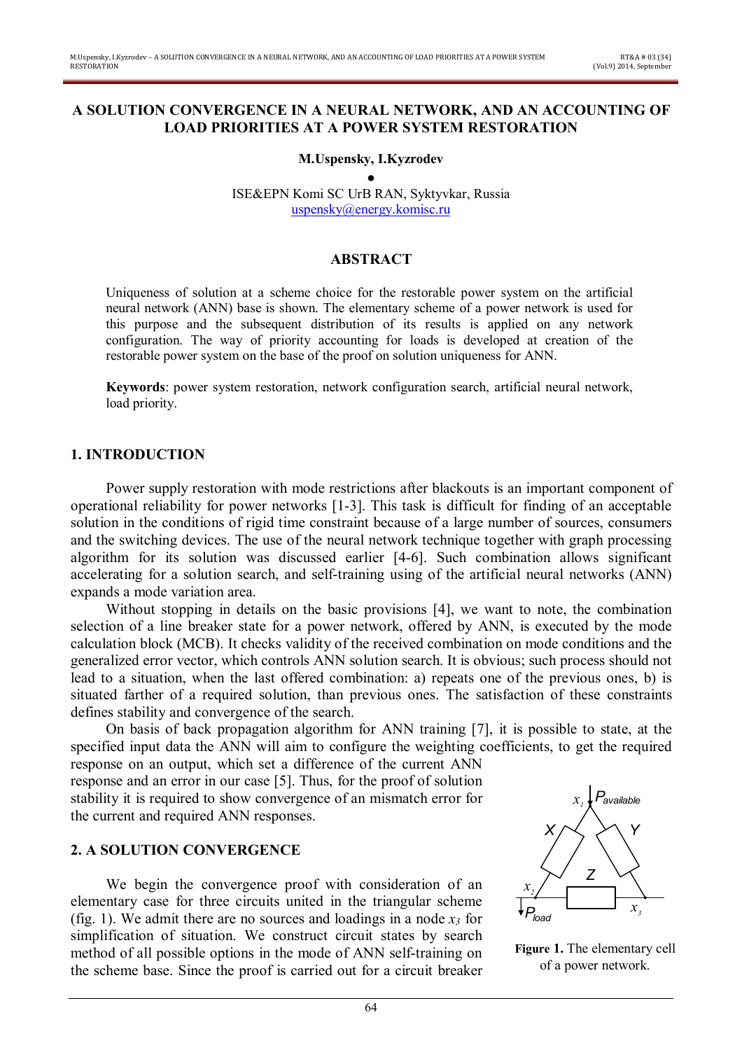# A SOLUTION CONVERGENCE IN A NEURAL NETWORK, AND AN ACCOUNTING OF LOAD PRIORITIES AT A POWER SYSTEM RESTORATION

**M.Uspensky, I.Kyzrodev**

●

ISE&EPN Komi SC UrB RAN, Syktyvkar, Russia
uspensky@energy.komisc.ru

## ABSTRACT

Uniqueness of solution at a scheme choice for the restorable power system on the artificial neural network (ANN) base is shown. The elementary scheme of a power network is used for this purpose and the subsequent distribution of its results is applied on any network configuration. The way of priority accounting for loads is developed at creation of the restorable power system on the base of the proof on solution uniqueness for ANN.

**Keywords**: power system restoration, network configuration search, artificial neural network, load priority.

## 1. INTRODUCTION

Power supply restoration with mode restrictions after blackouts is an important component of operational reliability for power networks [1-3]. This task is difficult for finding of an acceptable solution in the conditions of rigid time constraint because of a large number of sources, consumers and the switching devices. The use of the neural network technique together with graph processing algorithm for its solution was discussed earlier [4-6]. Such combination allows significant accelerating for a solution search, and self-training using of the artificial neural networks (ANN) expands a mode variation area.

Without stopping in details on the basic provisions [4], we want to note, the combination selection of a line breaker state for a power network, offered by ANN, is executed by the mode calculation block (MCB). It checks validity of the received combination on mode conditions and the generalized error vector, which controls ANN solution search. It is obvious; such process should not lead to a situation, when the last offered combination: a) repeats one of the previous ones, b) is situated farther of a required solution, than previous ones. The satisfaction of these constraints defines stability and convergence of the search.

On basis of back propagation algorithm for ANN training [7], it is possible to state, at the specified input data the ANN will aim to configure the weighting coefficients, to get the required response on an output, which set a difference of the current ANN response and an error in our case [5]. Thus, for the proof of solution stability it is required to show convergence of an mismatch error for the current and required ANN responses.

## 2. A SOLUTION CONVERGENCE

We begin the convergence proof with consideration of an elementary case for three circuits united in the triangular scheme (fig. 1). We admit there are no sources and loadings in a node $x_3$ for simplification of situation. We construct circuit states by search method of all possible options in the mode of ANN self-training on the scheme base. Since the proof is carried out for a circuit breaker

**Figure 1.** The elementary cell of a power network.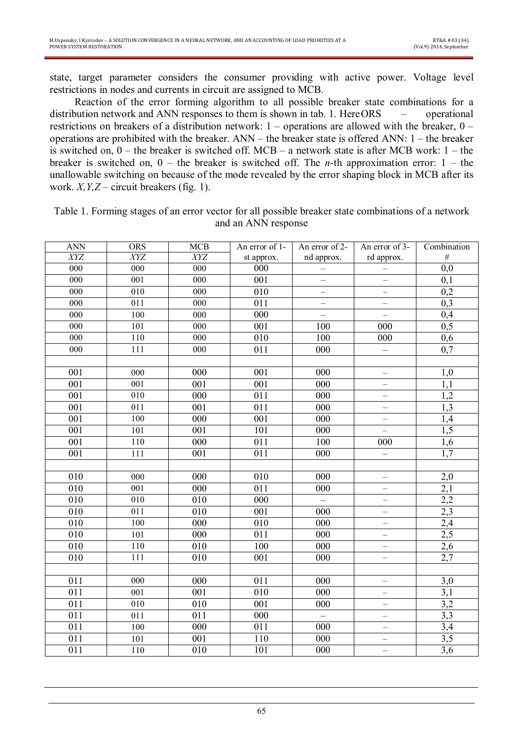state, target parameter considers the consumer providing with active power. Voltage level restrictions in nodes and currents in circuit are assigned to MCB.

Reaction of the error forming algorithm to all possible breaker state combinations for a distribution network and ANN responses to them is shown in tab. 1. Here ORS – operational restrictions on breakers of a distribution network: 1 – operations are allowed with the breaker, 0 – operations are prohibited with the breaker. ANN – the breaker state is offered ANN: 1 – the breaker is switched on, 0 – the breaker is switched off. MCB – a network state is after MCB work: 1 – the breaker is switched on, 0 – the breaker is switched off. The $n$-th approximation error: 1 – the unallowable switching on because of the mode revealed by the error shaping block in MCB after its work. $X, Y, Z$ – circuit breakers (fig. 1).

Table 1. Forming stages of an error vector for all possible breaker state combinations of a network and an ANN response

| ANN *XYZ* | ORS *XYZ* | MCB *XYZ* | An error of 1-st approx. | An error of 2-nd approx. | An error of 3-rd approx. | Combination # |
|---|---|---|---|---|---|---|
| 000 | 000 | 000 | 000 | – | – | 0,0 |
| 000 | 001 | 000 | 001 | – | – | 0,1 |
| 000 | 010 | 000 | 010 | – | – | 0,2 |
| 000 | 011 | 000 | 011 | – | – | 0,3 |
| 000 | 100 | 000 | 000 | – | – | 0,4 |
| 000 | 101 | 000 | 001 | 100 | 000 | 0,5 |
| 000 | 110 | 000 | 010 | 100 | 000 | 0,6 |
| 000 | 111 | 000 | 011 | 000 | – | 0,7 |
| | | | | | | |
| 001 | 000 | 000 | 001 | 000 | – | 1,0 |
| 001 | 001 | 001 | 001 | 000 | – | 1,1 |
| 001 | 010 | 000 | 011 | 000 | – | 1,2 |
| 001 | 011 | 001 | 011 | 000 | – | 1,3 |
| 001 | 100 | 000 | 001 | 000 | – | 1,4 |
| 001 | 101 | 001 | 101 | 000 | – | 1,5 |
| 001 | 110 | 000 | 011 | 100 | 000 | 1,6 |
| 001 | 111 | 001 | 011 | 000 | – | 1,7 |
| | | | | | | |
| 010 | 000 | 000 | 010 | 000 | – | 2,0 |
| 010 | 001 | 000 | 011 | 000 | – | 2,1 |
| 010 | 010 | 010 | 000 | – | – | 2,2 |
| 010 | 011 | 010 | 001 | 000 | – | 2,3 |
| 010 | 100 | 000 | 010 | 000 | – | 2,4 |
| 010 | 101 | 000 | 011 | 000 | – | 2,5 |
| 010 | 110 | 010 | 100 | 000 | – | 2,6 |
| 010 | 111 | 010 | 001 | 000 | – | 2,7 |
| | | | | | | |
| 011 | 000 | 000 | 011 | 000 | – | 3,0 |
| 011 | 001 | 001 | 010 | 000 | – | 3,1 |
| 011 | 010 | 010 | 001 | 000 | – | 3,2 |
| 011 | 011 | 011 | 000 | – | – | 3,3 |
| 011 | 100 | 000 | 011 | 000 | – | 3,4 |
| 011 | 101 | 001 | 110 | 000 | – | 3,5 |
| 011 | 110 | 010 | 101 | 000 | – | 3,6 |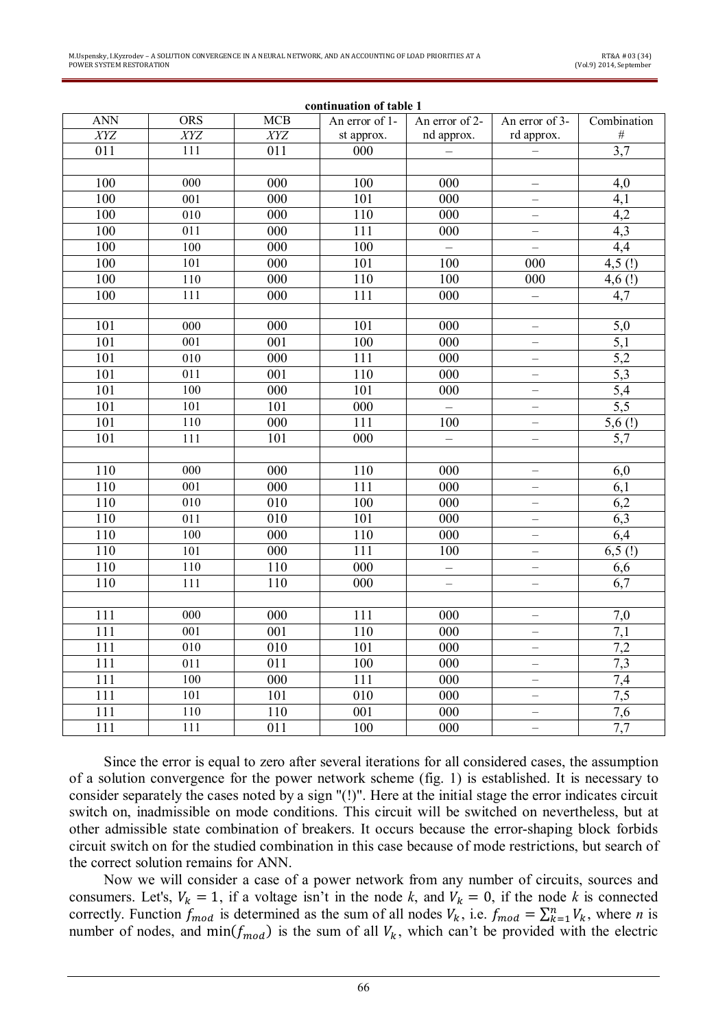**continuation of table 1**

| ANN *XYZ* | ORS *XYZ* | MCB *XYZ* | An error of 1-st approx. | An error of 2-nd approx. | An error of 3-rd approx. | Combination # |
|---|---|---|---|---|---|---|
| 011 | 111 | 011 | 000 | – | – | 3,7 |
| | | | | | | |
| 100 | 000 | 000 | 100 | 000 | – | 4,0 |
| 100 | 001 | 000 | 101 | 000 | – | 4,1 |
| 100 | 010 | 000 | 110 | 000 | – | 4,2 |
| 100 | 011 | 000 | 111 | 000 | – | 4,3 |
| 100 | 100 | 000 | 100 | – | – | 4,4 |
| 100 | 101 | 000 | 101 | 100 | 000 | 4,5 (!) |
| 100 | 110 | 000 | 110 | 100 | 000 | 4,6 (!) |
| 100 | 111 | 000 | 111 | 000 | – | 4,7 |
| | | | | | | |
| 101 | 000 | 000 | 101 | 000 | – | 5,0 |
| 101 | 001 | 001 | 100 | 000 | – | 5,1 |
| 101 | 010 | 000 | 111 | 000 | – | 5,2 |
| 101 | 011 | 001 | 110 | 000 | – | 5,3 |
| 101 | 100 | 000 | 101 | 000 | – | 5,4 |
| 101 | 101 | 101 | 000 | – | – | 5,5 |
| 101 | 110 | 000 | 111 | 100 | – | 5,6 (!) |
| 101 | 111 | 101 | 000 | – | – | 5,7 |
| | | | | | | |
| 110 | 000 | 000 | 110 | 000 | – | 6,0 |
| 110 | 001 | 000 | 111 | 000 | – | 6,1 |
| 110 | 010 | 010 | 100 | 000 | – | 6,2 |
| 110 | 011 | 010 | 101 | 000 | – | 6,3 |
| 110 | 100 | 000 | 110 | 000 | – | 6,4 |
| 110 | 101 | 000 | 111 | 100 | – | 6,5 (!) |
| 110 | 110 | 110 | 000 | – | – | 6,6 |
| 110 | 111 | 110 | 000 | – | – | 6,7 |
| | | | | | | |
| 111 | 000 | 000 | 111 | 000 | – | 7,0 |
| 111 | 001 | 001 | 110 | 000 | – | 7,1 |
| 111 | 010 | 010 | 101 | 000 | – | 7,2 |
| 111 | 011 | 011 | 100 | 000 | – | 7,3 |
| 111 | 100 | 000 | 111 | 000 | – | 7,4 |
| 111 | 101 | 101 | 010 | 000 | – | 7,5 |
| 111 | 110 | 110 | 001 | 000 | – | 7,6 |
| 111 | 111 | 011 | 100 | 000 | – | 7,7 |

Since the error is equal to zero after several iterations for all considered cases, the assumption of a solution convergence for the power network scheme (fig. 1) is established. It is necessary to consider separately the cases noted by a sign "(!)". Here at the initial stage the error indicates circuit switch on, inadmissible on mode conditions. This circuit will be switched on nevertheless, but at other admissible state combination of breakers. It occurs because the error-shaping block forbids circuit switch on for the studied combination in this case because of mode restrictions, but search of the correct solution remains for ANN.

Now we will consider a case of a power network from any number of circuits, sources and consumers. Let's, $V_k = 1$, if a voltage isn't in the node *k*, and $V_k = 0$, if the node *k* is connected correctly. Function $f_{mod}$ is determined as the sum of all nodes $V_k$, i.e. $f_{mod} = \sum_{k=1}^{n} V_k$, where *n* is number of nodes, and $\min(f_{mod})$ is the sum of all $V_k$, which can't be provided with the electric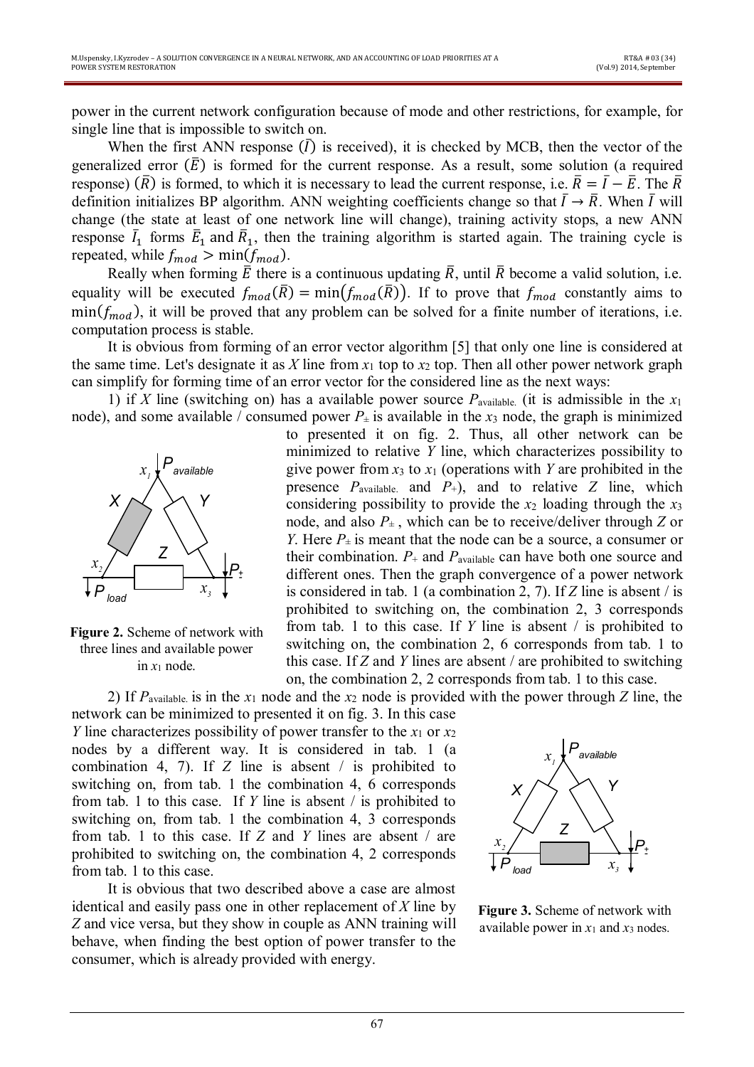power in the current network configuration because of mode and other restrictions, for example, for single line that is impossible to switch on.

When the first ANN response $(\bar{I})$ is received), it is checked by MCB, then the vector of the generalized error $(\bar{E})$ is formed for the current response. As a result, some solution (a required response) $(\bar{R})$ is formed, to which it is necessary to lead the current response, i.e. $\bar{R} = \bar{I} - \bar{E}$. The $\bar{R}$ definition initializes BP algorithm. ANN weighting coefficients change so that $\bar{I} \to \bar{R}$. When $\bar{I}$ will change (the state at least of one network line will change), training activity stops, a new ANN response $\bar{I}_1$ forms $\bar{E}_1$ and $\bar{R}_1$, then the training algorithm is started again. The training cycle is repeated, while $f_{mod} > \min(f_{mod})$.

Really when forming $\bar{E}$ there is a continuous updating $\bar{R}$, until $\bar{R}$ become a valid solution, i.e. equality will be executed $f_{mod}(\bar{R}) = \min\left(f_{mod}(\bar{R})\right)$. If to prove that $f_{mod}$ constantly aims to $\min(f_{mod})$, it will be proved that any problem can be solved for a finite number of iterations, i.e. computation process is stable.

It is obvious from forming of an error vector algorithm [5] that only one line is considered at the same time. Let's designate it as *X* line from $x_1$ top to $x_2$ top. Then all other power network graph can simplify for forming time of an error vector for the considered line as the next ways:

1) if *X* line (switching on) has a available power source $P_{available.}$ (it is admissible in the $x_1$ node), and some available / consumed power $P_{\pm}$ is available in the $x_3$ node, the graph is minimized to presented it on fig. 2. Thus, all other network can be minimized to relative *Y* line, which characterizes possibility to give power from $x_3$ to $x_1$ (operations with *Y* are prohibited in the presence $P_{available.}$ and $P_{+}$), and to relative *Z* line, which considering possibility to provide the $x_2$ loading through the $x_3$ node, and also $P_{\pm}$, which can be to receive/deliver through *Z* or *Y*. Here $P_{\pm}$ is meant that the node can be a source, a consumer or their combination. $P_{+}$ and $P_{available}$ can have both one source and different ones. Then the graph convergence of a power network is considered in tab. 1 (a combination 2, 7). If *Z* line is absent / is prohibited to switching on, the combination 2, 3 corresponds from tab. 1 to this case. If *Y* line is absent / is prohibited to switching on, the combination 2, 6 corresponds from tab. 1 to this case. If *Z* and *Y* lines are absent / are prohibited to switching on, the combination 2, 2 corresponds from tab. 1 to this case.

**Figure 2.** Scheme of network with three lines and available power in $x_1$ node.

2) If $P_{available.}$ is in the $x_1$ node and the $x_2$ node is provided with the power through *Z* line, the network can be minimized to presented it on fig. 3. In this case *Y* line characterizes possibility of power transfer to the $x_1$ or $x_2$ nodes by a different way. It is considered in tab. 1 (a combination 4, 7). If *Z* line is absent / is prohibited to switching on, from tab. 1 the combination 4, 6 corresponds from tab. 1 to this case. If *Y* line is absent / is prohibited to switching on, from tab. 1 the combination 4, 3 corresponds from tab. 1 to this case. If *Z* and *Y* lines are absent / are prohibited to switching on, the combination 4, 2 corresponds from tab. 1 to this case.

**Figure 3.** Scheme of network with available power in $x_1$ and $x_3$ nodes.

It is obvious that two described above a case are almost identical and easily pass one in other replacement of *X* line by *Z* and vice versa, but they show in couple as ANN training will behave, when finding the best option of power transfer to the consumer, which is already provided with energy.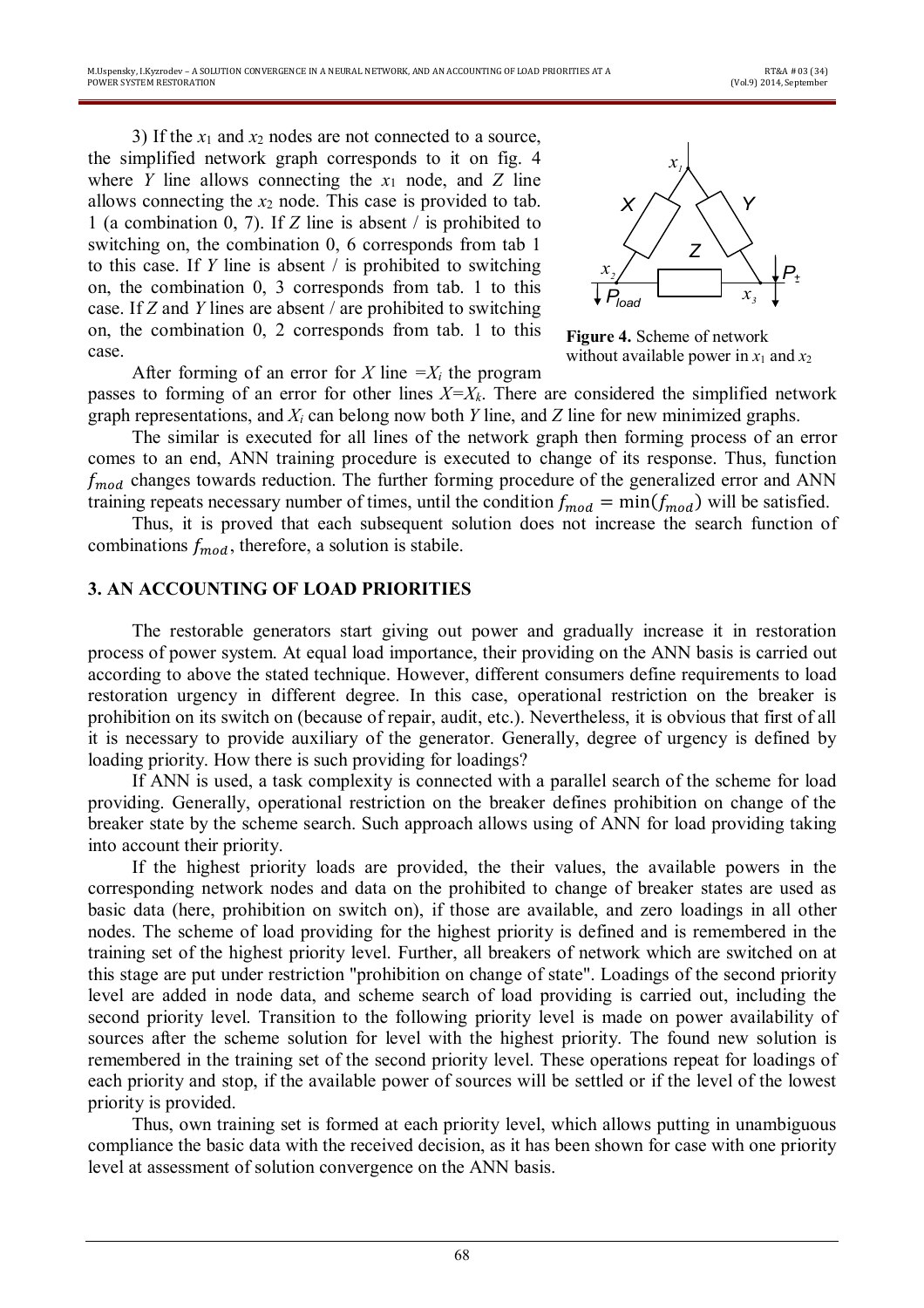3) If the $x_1$ and $x_2$ nodes are not connected to a source, the simplified network graph corresponds to it on fig. 4 where $Y$ line allows connecting the $x_1$ node, and $Z$ line allows connecting the $x_2$ node. This case is provided to tab. 1 (a combination 0, 7). If $Z$ line is absent / is prohibited to switching on, the combination 0, 6 corresponds from tab 1 to this case. If $Y$ line is absent / is prohibited to switching on, the combination 0, 3 corresponds from tab. 1 to this case. If $Z$ and $Y$ lines are absent / are prohibited to switching on, the combination 0, 2 corresponds from tab. 1 to this case.

**Figure 4.** Scheme of network without available power in $x_1$ and $x_2$

After forming of an error for $X$ line $=X_i$ the program passes to forming of an error for other lines $X=X_k$. There are considered the simplified network graph representations, and $X_i$ can belong now both $Y$ line, and $Z$ line for new minimized graphs.

The similar is executed for all lines of the network graph then forming process of an error comes to an end, ANN training procedure is executed to change of its response. Thus, function $f_{mod}$ changes towards reduction. The further forming procedure of the generalized error and ANN training repeats necessary number of times, until the condition $f_{mod} = \min(f_{mod})$ will be satisfied.

Thus, it is proved that each subsequent solution does not increase the search function of combinations $f_{mod}$, therefore, a solution is stabile.

## 3. AN ACCOUNTING OF LOAD PRIORITIES

The restorable generators start giving out power and gradually increase it in restoration process of power system. At equal load importance, their providing on the ANN basis is carried out according to above the stated technique. However, different consumers define requirements to load restoration urgency in different degree. In this case, operational restriction on the breaker is prohibition on its switch on (because of repair, audit, etc.). Nevertheless, it is obvious that first of all it is necessary to provide auxiliary of the generator. Generally, degree of urgency is defined by loading priority. How there is such providing for loadings?

If ANN is used, a task complexity is connected with a parallel search of the scheme for load providing. Generally, operational restriction on the breaker defines prohibition on change of the breaker state by the scheme search. Such approach allows using of ANN for load providing taking into account their priority.

If the highest priority loads are provided, the their values, the available powers in the corresponding network nodes and data on the prohibited to change of breaker states are used as basic data (here, prohibition on switch on), if those are available, and zero loadings in all other nodes. The scheme of load providing for the highest priority is defined and is remembered in the training set of the highest priority level. Further, all breakers of network which are switched on at this stage are put under restriction "prohibition on change of state". Loadings of the second priority level are added in node data, and scheme search of load providing is carried out, including the second priority level. Transition to the following priority level is made on power availability of sources after the scheme solution for level with the highest priority. The found new solution is remembered in the training set of the second priority level. These operations repeat for loadings of each priority and stop, if the available power of sources will be settled or if the level of the lowest priority is provided.

Thus, own training set is formed at each priority level, which allows putting in unambiguous compliance the basic data with the received decision, as it has been shown for case with one priority level at assessment of solution convergence on the ANN basis.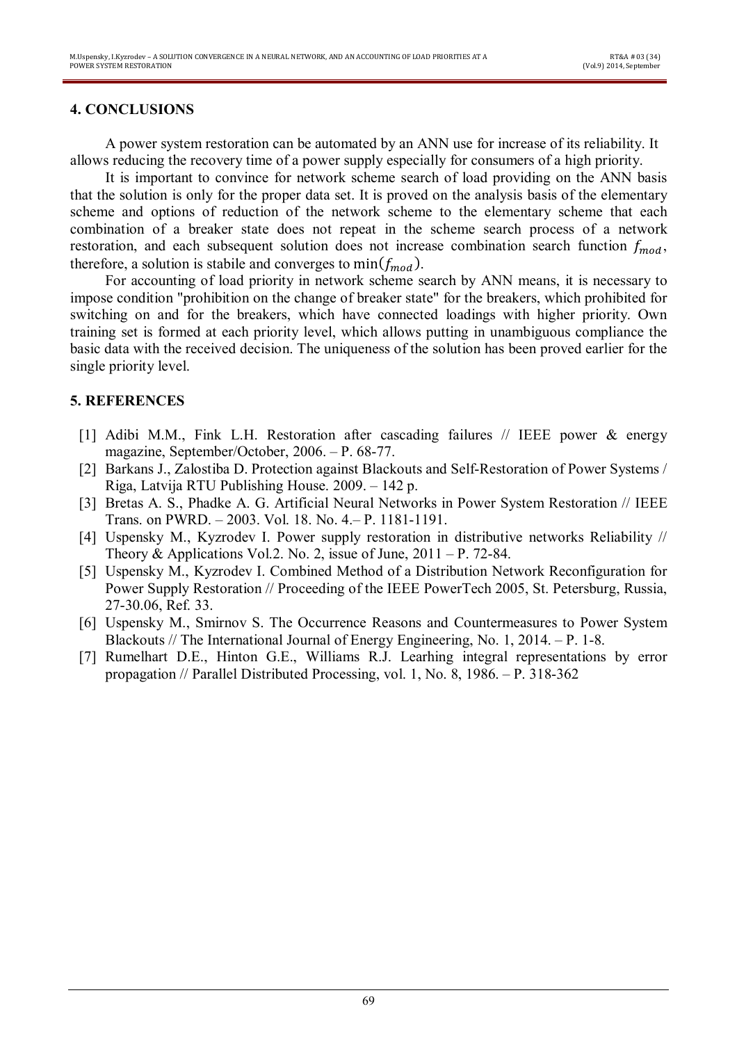## 4. CONCLUSIONS

A power system restoration can be automated by an ANN use for increase of its reliability. It allows reducing the recovery time of a power supply especially for consumers of a high priority.

It is important to convince for network scheme search of load providing on the ANN basis that the solution is only for the proper data set. It is proved on the analysis basis of the elementary scheme and options of reduction of the network scheme to the elementary scheme that each combination of a breaker state does not repeat in the scheme search process of a network restoration, and each subsequent solution does not increase combination search function $f_{mod}$, therefore, a solution is stabile and converges to $\min(f_{mod})$.

For accounting of load priority in network scheme search by ANN means, it is necessary to impose condition "prohibition on the change of breaker state" for the breakers, which prohibited for switching on and for the breakers, which have connected loadings with higher priority. Own training set is formed at each priority level, which allows putting in unambiguous compliance the basic data with the received decision. The uniqueness of the solution has been proved earlier for the single priority level.

## 5. REFERENCES

[1] Adibi M.M., Fink L.H. Restoration after cascading failures // IEEE power & energy magazine, September/October, 2006. – P. 68-77.

[2] Barkans J., Zalostiba D. Protection against Blackouts and Self-Restoration of Power Systems / Riga, Latvija RTU Publishing House. 2009. – 142 p.

[3] Bretas A. S., Phadke A. G. Artificial Neural Networks in Power System Restoration // IEEE Trans. on PWRD. – 2003. Vol. 18. No. 4.– P. 1181-1191.

[4] Uspensky M., Kyzrodev I. Power supply restoration in distributive networks Reliability // Theory & Applications Vol.2. No. 2, issue of June, 2011 – P. 72-84.

[5] Uspensky M., Kyzrodev I. Combined Method of a Distribution Network Reconfiguration for Power Supply Restoration // Proceeding of the IEEE PowerTech 2005, St. Petersburg, Russia, 27-30.06, Ref. 33.

[6] Uspensky M., Smirnov S. The Occurrence Reasons and Countermeasures to Power System Blackouts // The International Journal of Energy Engineering, No. 1, 2014. – P. 1-8.

[7] Rumelhart D.E., Hinton G.E., Williams R.J. Learhing integral representations by error propagation // Parallel Distributed Processing, vol. 1, No. 8, 1986. – P. 318-362